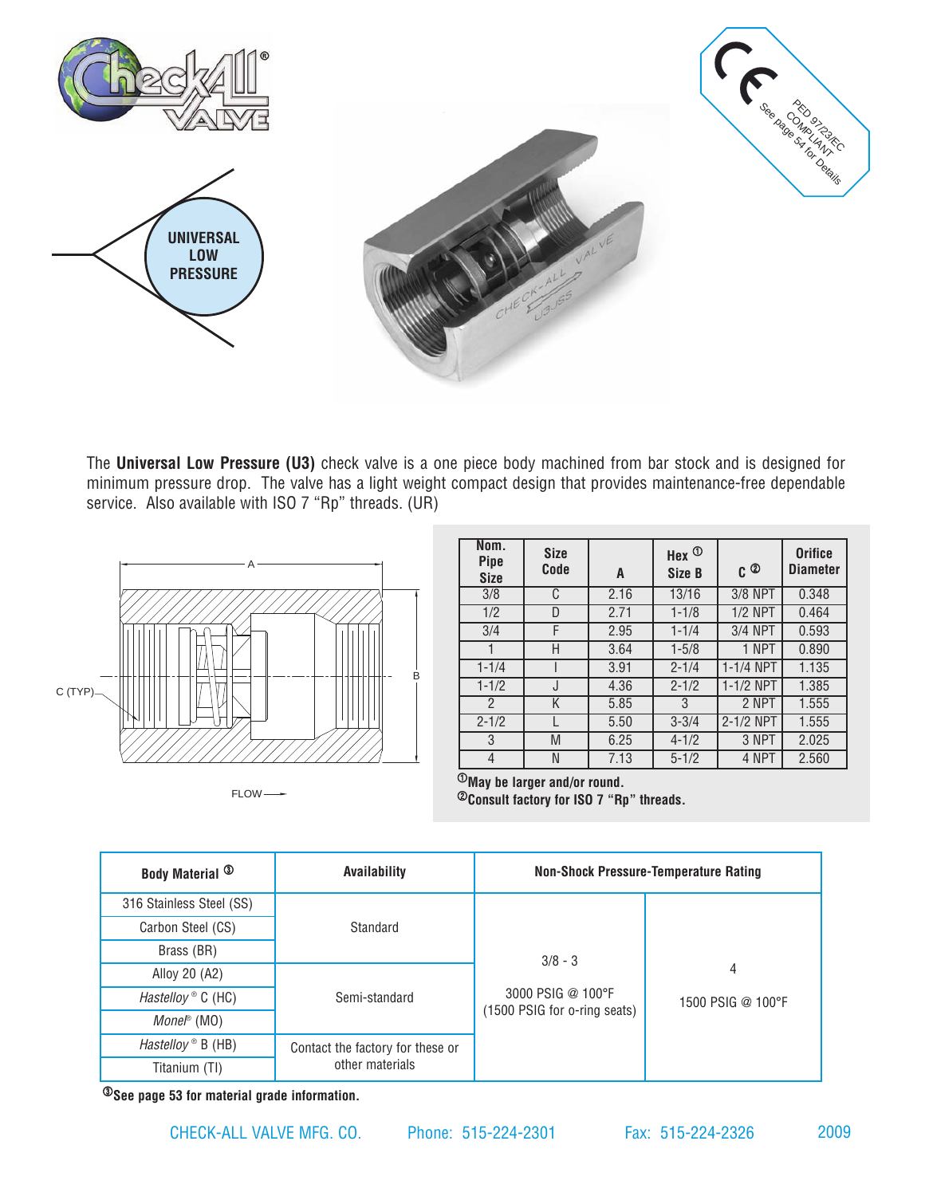UNIVERSAL LOW PRESSURE

CE PED 97/23/EC COMPLIANT See page 54 for Details

The **Universal Low Pressure (U3)** check valve is a one piece body machined from bar stock and is designed for minimum pressure drop. The valve has a light weight compact design that provides maintenance-free dependable service. Also available with ISO 7 "Rp" threads. (UR)

| Nom. Pipe Size | Size Code | A | Hex [1] Size B | C [2] | Orifice Diameter |
|---|---|---|---|---|---|
| 3/8 | C | 2.16 | 13/16 | 3/8 NPT | 0.348 |
| 1/2 | D | 2.71 | 1-1/8 | 1/2 NPT | 0.464 |
| 3/4 | F | 2.95 | 1-1/4 | 3/4 NPT | 0.593 |
| 1 | H | 3.64 | 1-5/8 | 1 NPT | 0.890 |
| 1-1/4 | I | 3.91 | 2-1/4 | 1-1/4 NPT | 1.135 |
| 1-1/2 | J | 4.36 | 2-1/2 | 1-1/2 NPT | 1.385 |
| 2 | K | 5.85 | 3 | 2 NPT | 1.555 |
| 2-1/2 | L | 5.50 | 3-3/4 | 2-1/2 NPT | 1.555 |
| 3 | M | 6.25 | 4-1/2 | 3 NPT | 2.025 |
| 4 | N | 7.13 | 5-1/2 | 4 NPT | 2.560 |

[1] **May be larger and/or round.**
[2] **Consult factory for ISO 7 "Rp" threads.**

| Body Material [3] | Availability | Non-Shock Pressure-Temperature Rating | |
|---|---|---|---|
| 316 Stainless Steel (SS) | Standard | 3/8 - 3<br>3000 PSIG @ 100°F<br>(1500 PSIG for o-ring seats) | 4<br>1500 PSIG @ 100°F |
| Carbon Steel (CS) | | | |
| Brass (BR) | | | |
| Alloy 20 (A2) | Semi-standard | | |
| *Hastelloy*® C (HC) | | | |
| *Monel*® (MO) | | | |
| *Hastelloy*® B (HB) | Contact the factory for these or other materials | | |
| Titanium (TI) | | | |

[3] **See page 53 for material grade information.**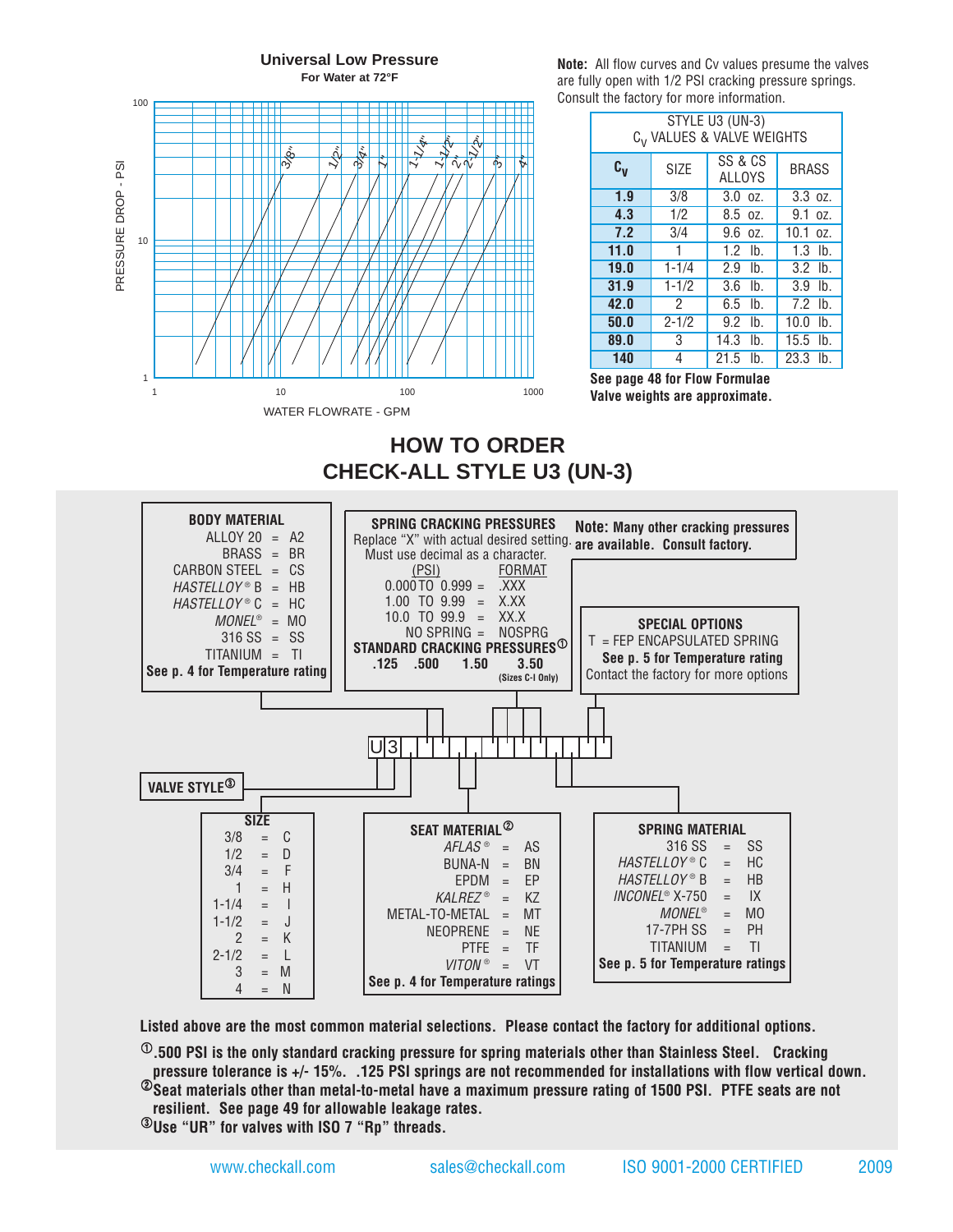**Universal Low Pressure**

**For Water at 72°F**

100

10

1

PRESSURE DROP - PSI

1 10 100 1000

WATER FLOWRATE - GPM

3/8" 1/2" 3/4" 1" 1-1/4" 1-1/2" 2" 2-1/2" 3" 4"

**Note:** All flow curves and Cv values presume the valves are fully open with 1/2 PSI cracking pressure springs. Consult the factory for more information.

| STYLE U3 (UN-3) $C_V$ VALUES & VALVE WEIGHTS | | | |
|---|---|---|---|
| $C_V$ | SIZE | SS & CS ALLOYS | BRASS |
| **1.9** | 3/8 | 3.0 oz. | 3.3 oz. |
| **4.3** | 1/2 | 8.5 oz. | 9.1 oz. |
| **7.2** | 3/4 | 9.6 oz. | 10.1 oz. |
| **11.0** | 1 | 1.2 lb. | 1.3 lb. |
| **19.0** | 1-1/4 | 2.9 lb. | 3.2 lb. |
| **31.9** | 1-1/2 | 3.6 lb. | 3.9 lb. |
| **42.0** | 2 | 6.5 lb. | 7.2 lb. |
| **50.0** | 2-1/2 | 9.2 lb. | 10.0 lb. |
| **89.0** | 3 | 14.3 lb. | 15.5 lb. |
| **140** | 4 | 21.5 lb. | 23.3 lb. |

**See page 48 for Flow Formulae**
**Valve weights are approximate.**

# HOW TO ORDER
# CHECK-ALL STYLE U3 (UN-3)

**BODY MATERIAL**

- ALLOY 20 = A2
- BRASS = BR
- CARBON STEEL = CS
- *HASTELLOY®* B = HB
- *HASTELLOY®* C = HC
- *MONEL®* = MO
- 316 SS = SS
- TITANIUM = TI

**See p. 4 for Temperature rating**

**SPRING CRACKING PRESSURES**

Replace "X" with actual desired setting. Must use decimal as a character.

| (PSI) | FORMAT |
|---|---|
| 0.000 TO 0.999 = | .XXX |
| 1.00 TO 9.99 = | X.XX |
| 10.0 TO 99.9 = | XX.X |
| NO SPRING = | NOSPRG |

**STANDARD CRACKING PRESSURES**[1]

**.125 .500 1.50 3.50** (Sizes C-I Only)

**Note: Many other cracking pressures are available. Consult factory.**

**SPECIAL OPTIONS**

T = FEP ENCAPSULATED SPRING

**See p. 5 for Temperature rating**

Contact the factory for more options

U3

**VALVE STYLE**[3]

**SIZE**

- 3/8 = C
- 1/2 = D
- 3/4 = F
- 1 = H
- 1-1/4 = I
- 1-1/2 = J
- 2 = K
- 2-1/2 = L
- 3 = M
- 4 = N

**SEAT MATERIAL**[2]

- *AFLAS®* = AS
- BUNA-N = BN
- EPDM = EP
- *KALREZ®* = KZ
- METAL-TO-METAL = MT
- NEOPRENE = NE
- PTFE = TF
- *VITON®* = VT

**See p. 4 for Temperature ratings**

**SPRING MATERIAL**

- 316 SS = SS
- *HASTELLOY®* C = HC
- *HASTELLOY®* B = HB
- *INCONEL®* X-750 = IX
- *MONEL®* = MO
- 17-7PH SS = PH
- TITANIUM = TI

**See p. 5 for Temperature ratings**

**Listed above are the most common material selections. Please contact the factory for additional options.**

[1] **.500 PSI is the only standard cracking pressure for spring materials other than Stainless Steel. Cracking pressure tolerance is +/- 15%. .125 PSI springs are not recommended for installations with flow vertical down.**

[2] **Seat materials other than metal-to-metal have a maximum pressure rating of 1500 PSI. PTFE seats are not resilient. See page 49 for allowable leakage rates.**

[3] **Use "UR" for valves with ISO 7 "Rp" threads.**

www.checkall.com sales@checkall.com ISO 9001-2000 CERTIFIED 2009